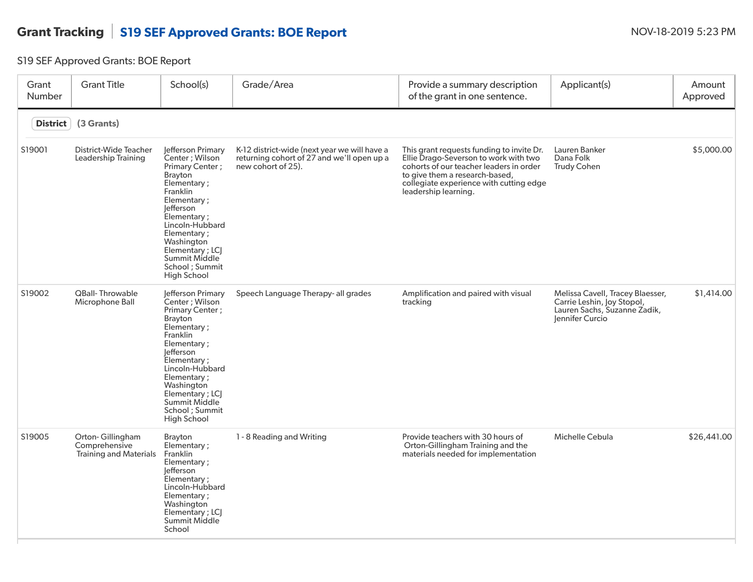**Grant Tracking** | **S19 SEF Approved Grants: BOE Report** NOV-18-2019 5:23 PM

S19 SEF Approved Grants: BOE Report

| Grant Number | Grant Title | School(s) | Grade/Area | Provide a summary description of the grant in one sentence. | Applicant(s) | Amount Approved |
|---|---|---|---|---|---|---|
| **District** (3 Grants) | | | | | | |
| S19001 | District-Wide Teacher Leadership Training | Jefferson Primary Center ; Wilson Primary Center ; Brayton Elementary ; Franklin Elementary ; Jefferson Elementary ; Lincoln-Hubbard Elementary ; Washington Elementary ; LCJ Summit Middle School ; Summit High School | K-12 district-wide (next year we will have a returning cohort of 27 and we'll open up a new cohort of 25). | This grant requests funding to invite Dr. Ellie Drago-Severson to work with two cohorts of our teacher leaders in order to give them a research-based, collegiate experience with cutting edge leadership learning. | Lauren Banker<br>Dana Folk<br>Trudy Cohen | $5,000.00 |
| S19002 | QBall- Throwable Microphone Ball | Jefferson Primary Center ; Wilson Primary Center ; Brayton Elementary ; Franklin Elementary ; Jefferson Elementary ; Lincoln-Hubbard Elementary ; Washington Elementary ; LCJ Summit Middle School ; Summit High School | Speech Language Therapy- all grades | Amplification and paired with visual tracking | Melissa Cavell, Tracey Blaesser, Carrie Leshin, Joy Stopol, Lauren Sachs, Suzanne Zadik, Jennifer Curcio | $1,414.00 |
| S19005 | Orton- Gillingham Comprehensive Training and Materials | Brayton Elementary ; Franklin Elementary ; Jefferson Elementary ; Lincoln-Hubbard Elementary ; Washington Elementary ; LCJ Summit Middle School | 1 - 8 Reading and Writing | Provide teachers with 30 hours of Orton-Gillingham Training and the materials needed for implementation | Michelle Cebula | $26,441.00 |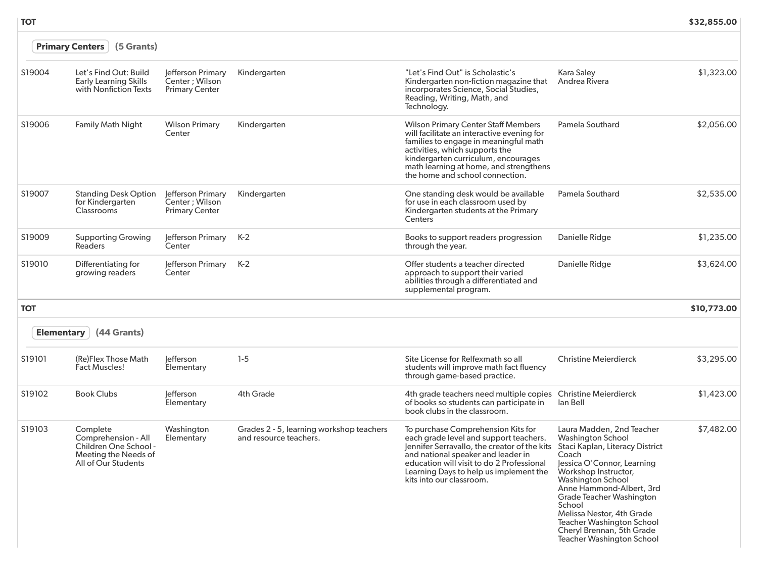| | | | | | | |
|---|---|---|---|---|---|---|
| **TOT** | | | | | | **$32,855.00** |

**Primary Centers** (5 Grants)

| | | | | | | |
|---|---|---|---|---|---|---|
| S19004 | Let's Find Out: Build Early Learning Skills with Nonfiction Texts | Jefferson Primary Center ; Wilson Primary Center | Kindergarten | "Let's Find Out" is Scholastic's Kindergarten non-fiction magazine that incorporates Science, Social Studies, Reading, Writing, Math, and Technology. | Kara Saley<br>Andrea Rivera | $1,323.00 |
| S19006 | Family Math Night | Wilson Primary Center | Kindergarten | Wilson Primary Center Staff Members will facilitate an interactive evening for families to engage in meaningful math activities, which supports the kindergarten curriculum, encourages math learning at home, and strengthens the home and school connection. | Pamela Southard | $2,056.00 |
| S19007 | Standing Desk Option for Kindergarten Classrooms | Jefferson Primary Center ; Wilson Primary Center | Kindergarten | One standing desk would be available for use in each classroom used by Kindergarten students at the Primary Centers | Pamela Southard | $2,535.00 |
| S19009 | Supporting Growing Readers | Jefferson Primary Center | K-2 | Books to support readers progression through the year. | Danielle Ridge | $1,235.00 |
| S19010 | Differentiating for growing readers | Jefferson Primary Center | K-2 | Offer students a teacher directed approach to support their varied abilities through a differentiated and supplemental program. | Danielle Ridge | $3,624.00 |
| **TOT** | | | | | | **$10,773.00** |

**Elementary** (44 Grants)

| | | | | | | |
|---|---|---|---|---|---|---|
| S19101 | (Re)Flex Those Math Fact Muscles! | Jefferson Elementary | 1-5 | Site License for Relfexmath so all students will improve math fact fluency through game-based practice. | Christine Meierdierck | $3,295.00 |
| S19102 | Book Clubs | Jefferson Elementary | 4th Grade | 4th grade teachers need multiple copies of books so students can participate in book clubs in the classroom. | Christine Meierdierck<br>Ian Bell | $1,423.00 |
| S19103 | Complete Comprehension - All Children One School - Meeting the Needs of All of Our Students | Washington Elementary | Grades 2 - 5, learning workshop teachers and resource teachers. | To purchase Comprehension Kits for each grade level and support teachers. Jennifer Serravallo, the creator of the kits and national speaker and leader in education will visit to do 2 Professional Learning Days to help us implement the kits into our classroom. | Laura Madden, 2nd Teacher Washington School<br>Staci Kaplan, Literacy District Coach<br>Jessica O'Connor, Learning Workshop Instructor, Washington School<br>Anne Hammond-Albert, 3rd Grade Teacher Washington School<br>Melissa Nestor, 4th Grade Teacher Washington School<br>Cheryl Brennan, 5th Grade Teacher Washington School | $7,482.00 |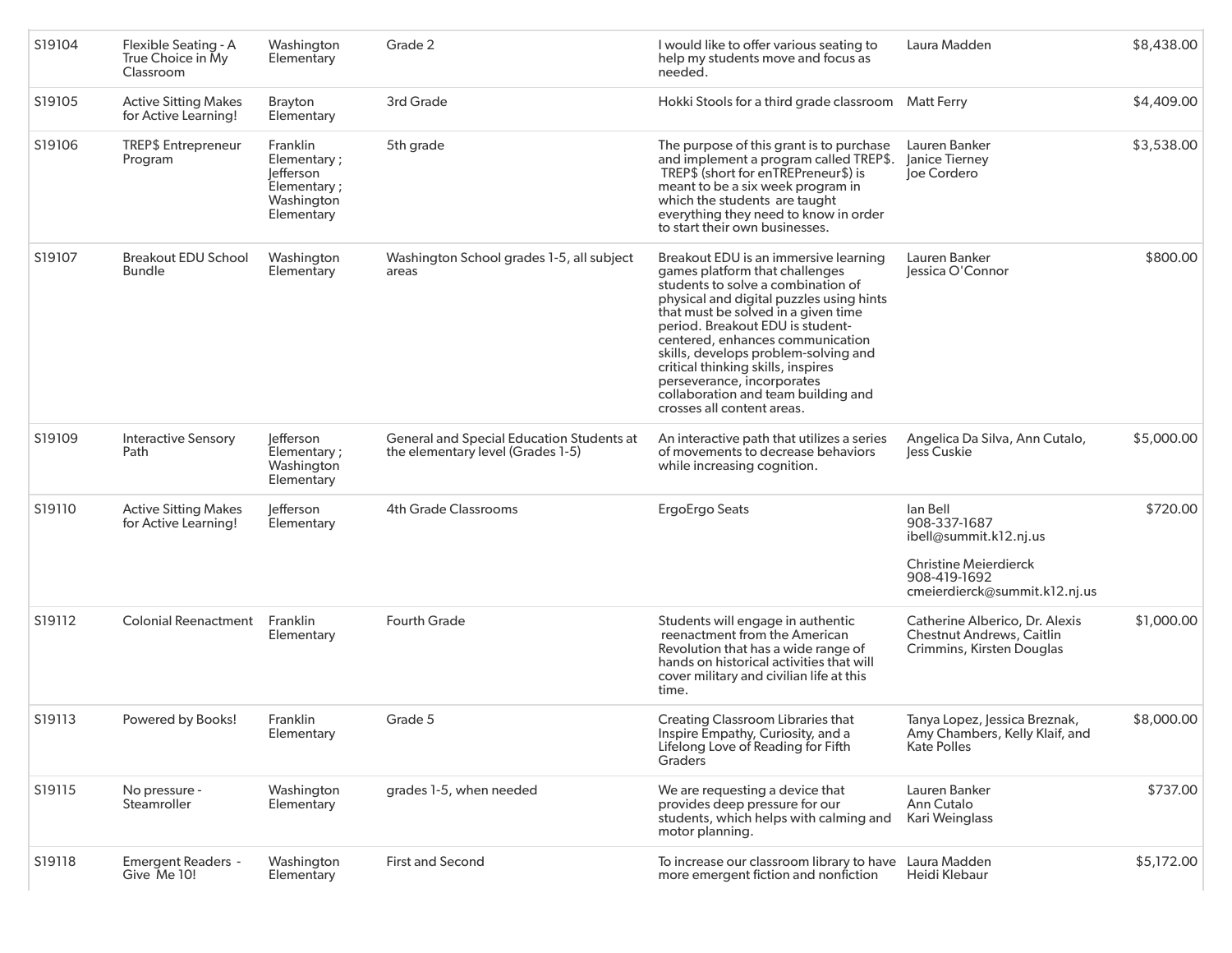| | | | | | | |
|---|---|---|---|---|---|---|
| S19104 | Flexible Seating - A True Choice in My Classroom | Washington Elementary | Grade 2 | I would like to offer various seating to help my students move and focus as needed. | Laura Madden | $8,438.00 |
| S19105 | Active Sitting Makes for Active Learning! | Brayton Elementary | 3rd Grade | Hokki Stools for a third grade classroom | Matt Ferry | $4,409.00 |
| S19106 | TREP$ Entrepreneur Program | Franklin Elementary ; Jefferson Elementary ; Washington Elementary | 5th grade | The purpose of this grant is to purchase and implement a program called TREP$. TREP$ (short for enTREPreneur$) is meant to be a six week program in which the students are taught everything they need to know in order to start their own businesses. | Lauren Banker<br>Janice Tierney<br>Joe Cordero | $3,538.00 |
| S19107 | Breakout EDU School Bundle | Washington Elementary | Washington School grades 1-5, all subject areas | Breakout EDU is an immersive learning games platform that challenges students to solve a combination of physical and digital puzzles using hints that must be solved in a given time period. Breakout EDU is student-centered, enhances communication skills, develops problem-solving and critical thinking skills, inspires perseverance, incorporates collaboration and team building and crosses all content areas. | Lauren Banker<br>Jessica O'Connor | $800.00 |
| S19109 | Interactive Sensory Path | Jefferson Elementary ; Washington Elementary | General and Special Education Students at the elementary level (Grades 1-5) | An interactive path that utilizes a series of movements to decrease behaviors while increasing cognition. | Angelica Da Silva, Ann Cutalo, Jess Cuskie | $5,000.00 |
| S19110 | Active Sitting Makes for Active Learning! | Jefferson Elementary | 4th Grade Classrooms | ErgoErgo Seats | Ian Bell<br>908-337-1687<br>ibell@summit.k12.nj.us<br><br>Christine Meierdierck<br>908-419-1692<br>cmeierdierck@summit.k12.nj.us | $720.00 |
| S19112 | Colonial Reenactment | Franklin Elementary | Fourth Grade | Students will engage in authentic reenactment from the American Revolution that has a wide range of hands on historical activities that will cover military and civilian life at this time. | Catherine Alberico, Dr. Alexis Chestnut Andrews, Caitlin Crimmins, Kirsten Douglas | $1,000.00 |
| S19113 | Powered by Books! | Franklin Elementary | Grade 5 | Creating Classroom Libraries that Inspire Empathy, Curiosity, and a Lifelong Love of Reading for Fifth Graders | Tanya Lopez, Jessica Breznak, Amy Chambers, Kelly Klaif, and Kate Polles | $8,000.00 |
| S19115 | No pressure - Steamroller | Washington Elementary | grades 1-5, when needed | We are requesting a device that provides deep pressure for our students, which helps with calming and motor planning. | Lauren Banker<br>Ann Cutalo<br>Kari Weinglass | $737.00 |
| S19118 | Emergent Readers - Give Me 10! | Washington Elementary | First and Second | To increase our classroom library to have more emergent fiction and nonfiction | Laura Madden<br>Heidi Klebaur | $5,172.00 |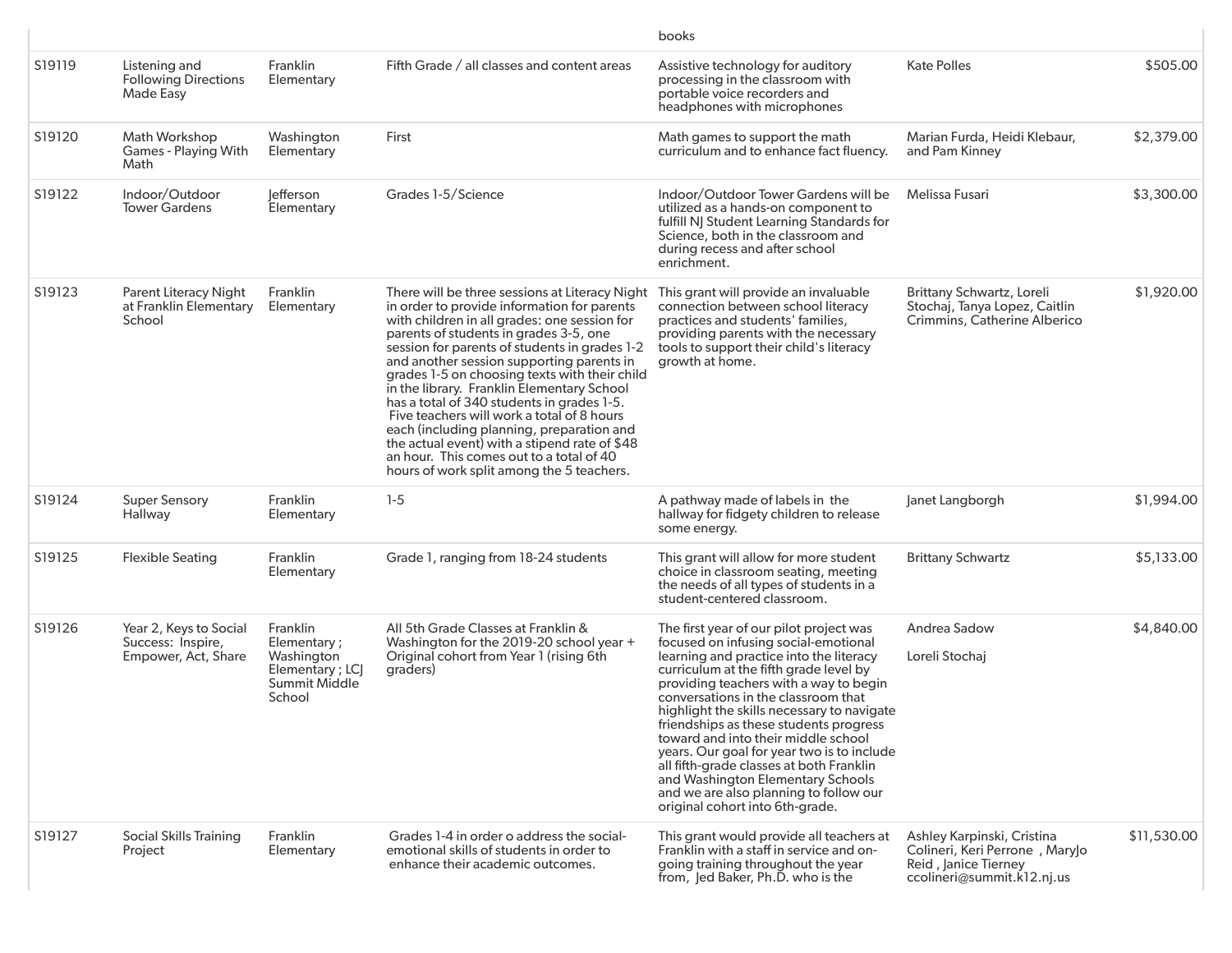| | | | | books | | |
|---|---|---|---|---|---|---|
| S19119 | Listening and Following Directions Made Easy | Franklin Elementary | Fifth Grade / all classes and content areas | Assistive technology for auditory processing in the classroom with portable voice recorders and headphones with microphones | Kate Polles | $505.00 |
| S19120 | Math Workshop Games - Playing With Math | Washington Elementary | First | Math games to support the math curriculum and to enhance fact fluency. | Marian Furda, Heidi Klebaur, and Pam Kinney | $2,379.00 |
| S19122 | Indoor/Outdoor Tower Gardens | Jefferson Elementary | Grades 1-5/Science | Indoor/Outdoor Tower Gardens will be utilized as a hands-on component to fulfill NJ Student Learning Standards for Science, both in the classroom and during recess and after school enrichment. | Melissa Fusari | $3,300.00 |
| S19123 | Parent Literacy Night at Franklin Elementary School | Franklin Elementary | There will be three sessions at Literacy Night in order to provide information for parents with children in all grades: one session for parents of students in grades 3-5, one session for parents of students in grades 1-2 and another session supporting parents in grades 1-5 on choosing texts with their child in the library. Franklin Elementary School has a total of 340 students in grades 1-5. Five teachers will work a total of 8 hours each (including planning, preparation and the actual event) with a stipend rate of $48 an hour. This comes out to a total of 40 hours of work split among the 5 teachers. | This grant will provide an invaluable connection between school literacy practices and students' families, providing parents with the necessary tools to support their child's literacy growth at home. | Brittany Schwartz, Loreli Stochaj, Tanya Lopez, Caitlin Crimmins, Catherine Alberico | $1,920.00 |
| S19124 | Super Sensory Hallway | Franklin Elementary | 1-5 | A pathway made of labels in the hallway for fidgety children to release some energy. | Janet Langborgh | $1,994.00 |
| S19125 | Flexible Seating | Franklin Elementary | Grade 1, ranging from 18-24 students | This grant will allow for more student choice in classroom seating, meeting the needs of all types of students in a student-centered classroom. | Brittany Schwartz | $5,133.00 |
| S19126 | Year 2, Keys to Social Success: Inspire, Empower, Act, Share | Franklin Elementary ; Washington Elementary ; LCJ Summit Middle School | All 5th Grade Classes at Franklin & Washington for the 2019-20 school year + Original cohort from Year 1 (rising 6th graders) | The first year of our pilot project was focused on infusing social-emotional learning and practice into the literacy curriculum at the fifth grade level by providing teachers with a way to begin conversations in the classroom that highlight the skills necessary to navigate friendships as these students progress toward and into their middle school years. Our goal for year two is to include all fifth-grade classes at both Franklin and Washington Elementary Schools and we are also planning to follow our original cohort into 6th-grade. | Andrea Sadow<br><br>Loreli Stochaj | $4,840.00 |
| S19127 | Social Skills Training Project | Franklin Elementary | Grades 1-4 in order o address the social-emotional skills of students in order to enhance their academic outcomes. | This grant would provide all teachers at Franklin with a staff in service and on-going training throughout the year from, Jed Baker, Ph.D. who is the | Ashley Karpinski, Cristina Colineri, Keri Perrone , MaryJo Reid , Janice Tierney ccolineri@summit.k12.nj.us | $11,530.00 |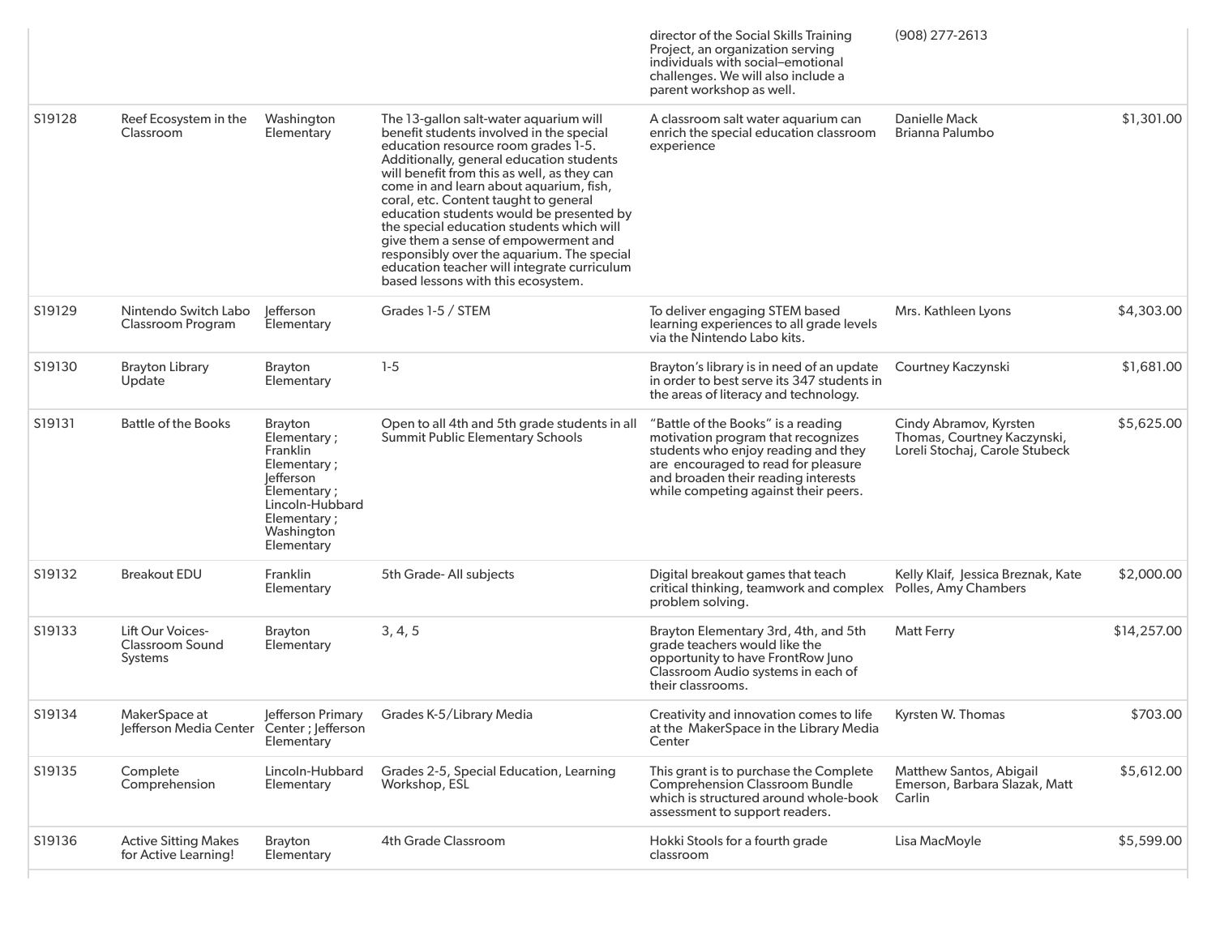| | | | | | | |
|---|---|---|---|---|---|---|
| | | | | director of the Social Skills Training Project, an organization serving individuals with social–emotional challenges. We will also include a parent workshop as well. | (908) 277-2613 | |
| S19128 | Reef Ecosystem in the Classroom | Washington Elementary | The 13-gallon salt-water aquarium will benefit students involved in the special education resource room grades 1-5. Additionally, general education students will benefit from this as well, as they can come in and learn about aquarium, fish, coral, etc. Content taught to general education students would be presented by the special education students which will give them a sense of empowerment and responsibly over the aquarium. The special education teacher will integrate curriculum based lessons with this ecosystem. | A classroom salt water aquarium can enrich the special education classroom experience | Danielle Mack Brianna Palumbo | $1,301.00 |
| S19129 | Nintendo Switch Labo Classroom Program | Jefferson Elementary | Grades 1-5 / STEM | To deliver engaging STEM based learning experiences to all grade levels via the Nintendo Labo kits. | Mrs. Kathleen Lyons | $4,303.00 |
| S19130 | Brayton Library Update | Brayton Elementary | 1-5 | Brayton's library is in need of an update in order to best serve its 347 students in the areas of literacy and technology. | Courtney Kaczynski | $1,681.00 |
| S19131 | Battle of the Books | Brayton Elementary ; Franklin Elementary ; Jefferson Elementary ; Lincoln-Hubbard Elementary ; Washington Elementary | Open to all 4th and 5th grade students in all Summit Public Elementary Schools | "Battle of the Books" is a reading motivation program that recognizes students who enjoy reading and they are encouraged to read for pleasure and broaden their reading interests while competing against their peers. | Cindy Abramov, Kyrsten Thomas, Courtney Kaczynski, Loreli Stochaj, Carole Stubeck | $5,625.00 |
| S19132 | Breakout EDU | Franklin Elementary | 5th Grade- All subjects | Digital breakout games that teach critical thinking, teamwork and complex problem solving. | Kelly Klaif, Jessica Breznak, Kate Polles, Amy Chambers | $2,000.00 |
| S19133 | Lift Our Voices- Classroom Sound Systems | Brayton Elementary | 3, 4, 5 | Brayton Elementary 3rd, 4th, and 5th grade teachers would like the opportunity to have FrontRow Juno Classroom Audio systems in each of their classrooms. | Matt Ferry | $14,257.00 |
| S19134 | MakerSpace at Jefferson Media Center | Jefferson Primary Center ; Jefferson Elementary | Grades K-5/Library Media | Creativity and innovation comes to life at the MakerSpace in the Library Media Center | Kyrsten W. Thomas | $703.00 |
| S19135 | Complete Comprehension | Lincoln-Hubbard Elementary | Grades 2-5, Special Education, Learning Workshop, ESL | This grant is to purchase the Complete Comprehension Classroom Bundle which is structured around whole-book assessment to support readers. | Matthew Santos, Abigail Emerson, Barbara Slazak, Matt Carlin | $5,612.00 |
| S19136 | Active Sitting Makes for Active Learning! | Brayton Elementary | 4th Grade Classroom | Hokki Stools for a fourth grade classroom | Lisa MacMoyle | $5,599.00 |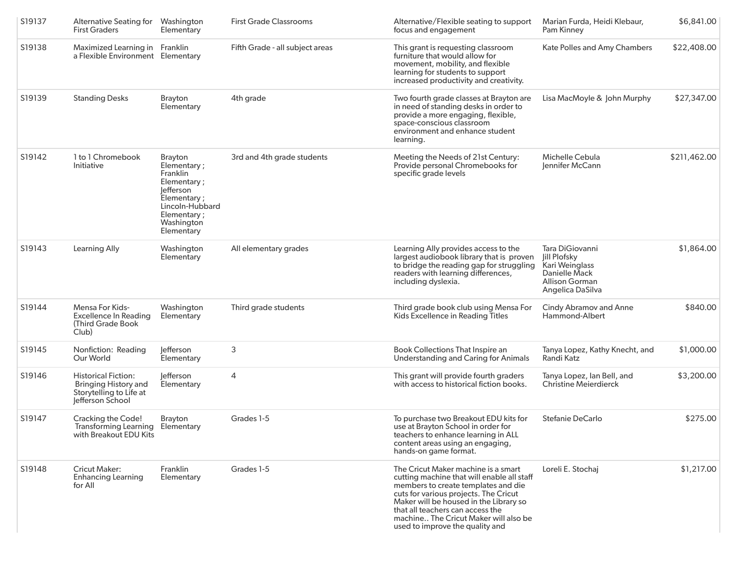| | | | | | | |
|---|---|---|---|---|---|---|
| S19137 | Alternative Seating for First Graders | Washington Elementary | First Grade Classrooms | Alternative/Flexible seating to support focus and engagement | Marian Furda, Heidi Klebaur, Pam Kinney | $6,841.00 |
| S19138 | Maximized Learning in a Flexible Environment | Franklin Elementary | Fifth Grade - all subject areas | This grant is requesting classroom furniture that would allow for movement, mobility, and flexible learning for students to support increased productivity and creativity. | Kate Polles and Amy Chambers | $22,408.00 |
| S19139 | Standing Desks | Brayton Elementary | 4th grade | Two fourth grade classes at Brayton are in need of standing desks in order to provide a more engaging, flexible, space-conscious classroom environment and enhance student learning. | Lisa MacMoyle & John Murphy | $27,347.00 |
| S19142 | 1 to 1 Chromebook Initiative | Brayton Elementary ; Franklin Elementary ; Jefferson Elementary ; Lincoln-Hubbard Elementary ; Washington Elementary | 3rd and 4th grade students | Meeting the Needs of 21st Century: Provide personal Chromebooks for specific grade levels | Michelle Cebula Jennifer McCann | $211,462.00 |
| S19143 | Learning Ally | Washington Elementary | All elementary grades | Learning Ally provides access to the largest audiobook library that is proven to bridge the reading gap for struggling readers with learning differences, including dyslexia. | Tara DiGiovanni Jill Plofsky Kari Weinglass Danielle Mack Allison Gorman Angelica DaSilva | $1,864.00 |
| S19144 | Mensa For Kids- Excellence In Reading (Third Grade Book Club) | Washington Elementary | Third grade students | Third grade book club using Mensa For Kids Excellence in Reading Titles | Cindy Abramov and Anne Hammond-Albert | $840.00 |
| S19145 | Nonfiction: Reading Our World | Jefferson Elementary | 3 | Book Collections That Inspire an Understanding and Caring for Animals | Tanya Lopez, Kathy Knecht, and Randi Katz | $1,000.00 |
| S19146 | Historical Fiction: Bringing History and Storytelling to Life at Jefferson School | Jefferson Elementary | 4 | This grant will provide fourth graders with access to historical fiction books. | Tanya Lopez, Ian Bell, and Christine Meierdierck | $3,200.00 |
| S19147 | Cracking the Code! Transforming Learning with Breakout EDU Kits | Brayton Elementary | Grades 1-5 | To purchase two Breakout EDU kits for use at Brayton School in order for teachers to enhance learning in ALL content areas using an engaging, hands-on game format. | Stefanie DeCarlo | $275.00 |
| S19148 | Cricut Maker: Enhancing Learning for All | Franklin Elementary | Grades 1-5 | The Cricut Maker machine is a smart cutting machine that will enable all staff members to create templates and die cuts for various projects. The Cricut Maker will be housed in the Library so that all teachers can access the machine.. The Cricut Maker will also be used to improve the quality and | Loreli E. Stochaj | $1,217.00 |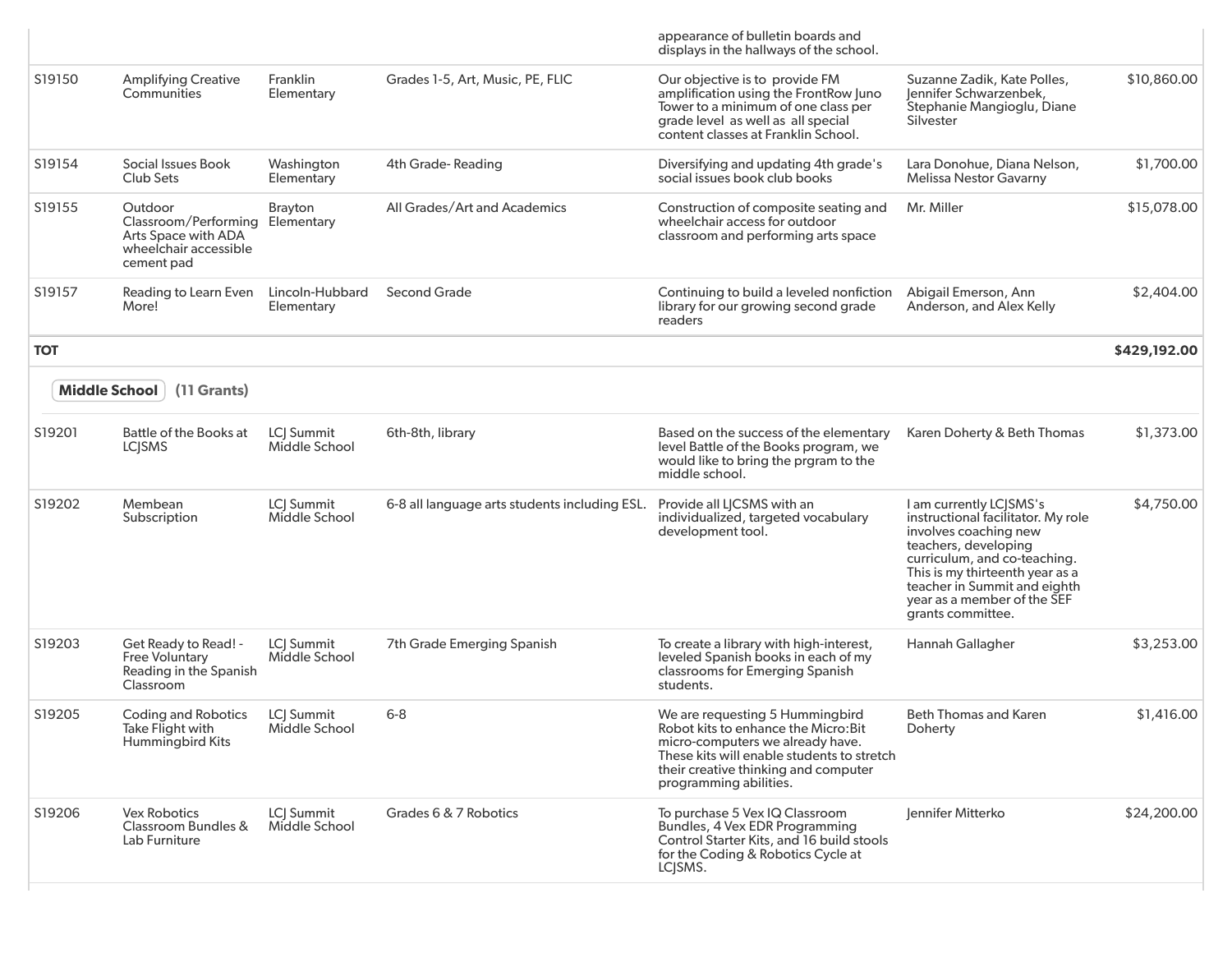| | | | | appearance of bulletin boards and displays in the hallways of the school. | | |
|---|---|---|---|---|---|---|
| S19150 | Amplifying Creative Communities | Franklin Elementary | Grades 1-5, Art, Music, PE, FLIC | Our objective is to provide FM amplification using the FrontRow Juno Tower to a minimum of one class per grade level as well as all special content classes at Franklin School. | Suzanne Zadik, Kate Polles, Jennifer Schwarzenbek, Stephanie Mangioglu, Diane Silvester | $10,860.00 |
| S19154 | Social Issues Book Club Sets | Washington Elementary | 4th Grade- Reading | Diversifying and updating 4th grade's social issues book club books | Lara Donohue, Diana Nelson, Melissa Nestor Gavarny | $1,700.00 |
| S19155 | Outdoor Classroom/Performing Arts Space with ADA wheelchair accessible cement pad | Brayton Elementary | All Grades/Art and Academics | Construction of composite seating and wheelchair access for outdoor classroom and performing arts space | Mr. Miller | $15,078.00 |
| S19157 | Reading to Learn Even More! | Lincoln-Hubbard Elementary | Second Grade | Continuing to build a leveled nonfiction library for our growing second grade readers | Abigail Emerson, Ann Anderson, and Alex Kelly | $2,404.00 |
| **TOT** | | | | | | **$429,192.00** |

**Middle School** **(11 Grants)**

| | | | | | | |
|---|---|---|---|---|---|---|
| S19201 | Battle of the Books at LCJSMS | LCJ Summit Middle School | 6th-8th, library | Based on the success of the elementary level Battle of the Books program, we would like to bring the prgram to the middle school. | Karen Doherty & Beth Thomas | $1,373.00 |
| S19202 | Membean Subscription | LCJ Summit Middle School | 6-8 all language arts students including ESL. | Provide all LJCSMS with an individualized, targeted vocabulary development tool. | I am currently LCJSMS's instructional facilitator. My role involves coaching new teachers, developing curriculum, and co-teaching. This is my thirteenth year as a teacher in Summit and eighth year as a member of the SEF grants committee. | $4,750.00 |
| S19203 | Get Ready to Read! - Free Voluntary Reading in the Spanish Classroom | LCJ Summit Middle School | 7th Grade Emerging Spanish | To create a library with high-interest, leveled Spanish books in each of my classrooms for Emerging Spanish students. | Hannah Gallagher | $3,253.00 |
| S19205 | Coding and Robotics Take Flight with Hummingbird Kits | LCJ Summit Middle School | 6-8 | We are requesting 5 Hummingbird Robot kits to enhance the Micro:Bit micro-computers we already have. These kits will enable students to stretch their creative thinking and computer programming abilities. | Beth Thomas and Karen Doherty | $1,416.00 |
| S19206 | Vex Robotics Classroom Bundles & Lab Furniture | LCJ Summit Middle School | Grades 6 & 7 Robotics | To purchase 5 Vex IQ Classroom Bundles, 4 Vex EDR Programming Control Starter Kits, and 16 build stools for the Coding & Robotics Cycle at LCJSMS. | Jennifer Mitterko | $24,200.00 |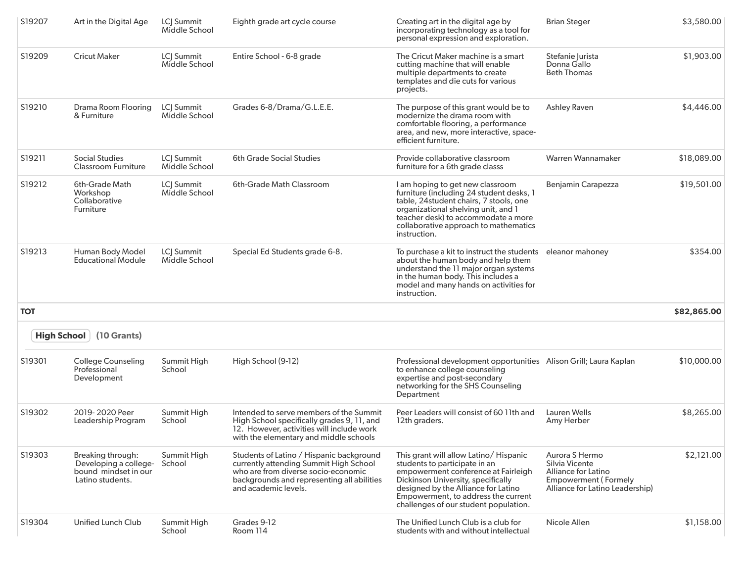| | | | | | | |
|---|---|---|---|---|---|---|
| S19207 | Art in the Digital Age | LCJ Summit Middle School | Eighth grade art cycle course | Creating art in the digital age by incorporating technology as a tool for personal expression and exploration. | Brian Steger | $3,580.00 |
| S19209 | Cricut Maker | LCJ Summit Middle School | Entire School - 6-8 grade | The Cricut Maker machine is a smart cutting machine that will enable multiple departments to create templates and die cuts for various projects. | Stefanie Jurista<br>Donna Gallo<br>Beth Thomas | $1,903.00 |
| S19210 | Drama Room Flooring & Furniture | LCJ Summit Middle School | Grades 6-8/Drama/G.L.E.E. | The purpose of this grant would be to modernize the drama room with comfortable flooring, a performance area, and new, more interactive, space-efficient furniture. | Ashley Raven | $4,446.00 |
| S19211 | Social Studies Classroom Furniture | LCJ Summit Middle School | 6th Grade Social Studies | Provide collaborative classroom furniture for a 6th grade classs | Warren Wannamaker | $18,089.00 |
| S19212 | 6th-Grade Math Workshop Collaborative Furniture | LCJ Summit Middle School | 6th-Grade Math Classroom | I am hoping to get new classroom furniture (including 24 student desks, 1 table, 24student chairs, 7 stools, one organizational shelving unit, and 1 teacher desk) to accommodate a more collaborative approach to mathematics instruction. | Benjamin Carapezza | $19,501.00 |
| S19213 | Human Body Model Educational Module | LCJ Summit Middle School | Special Ed Students grade 6-8. | To purchase a kit to instruct the students about the human body and help them understand the 11 major organ systems in the human body. This includes a model and many hands on activities for instruction. | eleanor mahoney | $354.00 |
| **TOT** | | | | | | **$82,865.00** |

**High School** (10 Grants)

| | | | | | | |
|---|---|---|---|---|---|---|
| S19301 | College Counseling Professional Development | Summit High School | High School (9-12) | Professional development opportunities to enhance college counseling expertise and post-secondary networking for the SHS Counseling Department | Alison Grill; Laura Kaplan | $10,000.00 |
| S19302 | 2019- 2020 Peer Leadership Program | Summit High School | Intended to serve members of the Summit High School specifically grades 9, 11, and 12. However, activities will include work with the elementary and middle schools | Peer Leaders will consist of 60 11th and 12th graders. | Lauren Wells<br>Amy Herber | $8,265.00 |
| S19303 | Breaking through: Developing a college-bound mindset in our Latino students. | Summit High School | Students of Latino / Hispanic background currently attending Summit High School who are from diverse socio-economic backgrounds and representing all abilities and academic levels. | This grant will allow Latino/ Hispanic students to participate in an empowerment conference at Fairleigh Dickinson University, specifically designed by the Alliance for Latino Empowerment, to address the current challenges of our student population. | Aurora S Hermo<br>Silvia Vicente<br>Alliance for Latino Empowerment ( Formely Alliance for Latino Leadership) | $2,121.00 |
| S19304 | Unified Lunch Club | Summit High School | Grades 9-12<br>Room 114 | The Unified Lunch Club is a club for students with and without intellectual | Nicole Allen | $1,158.00 |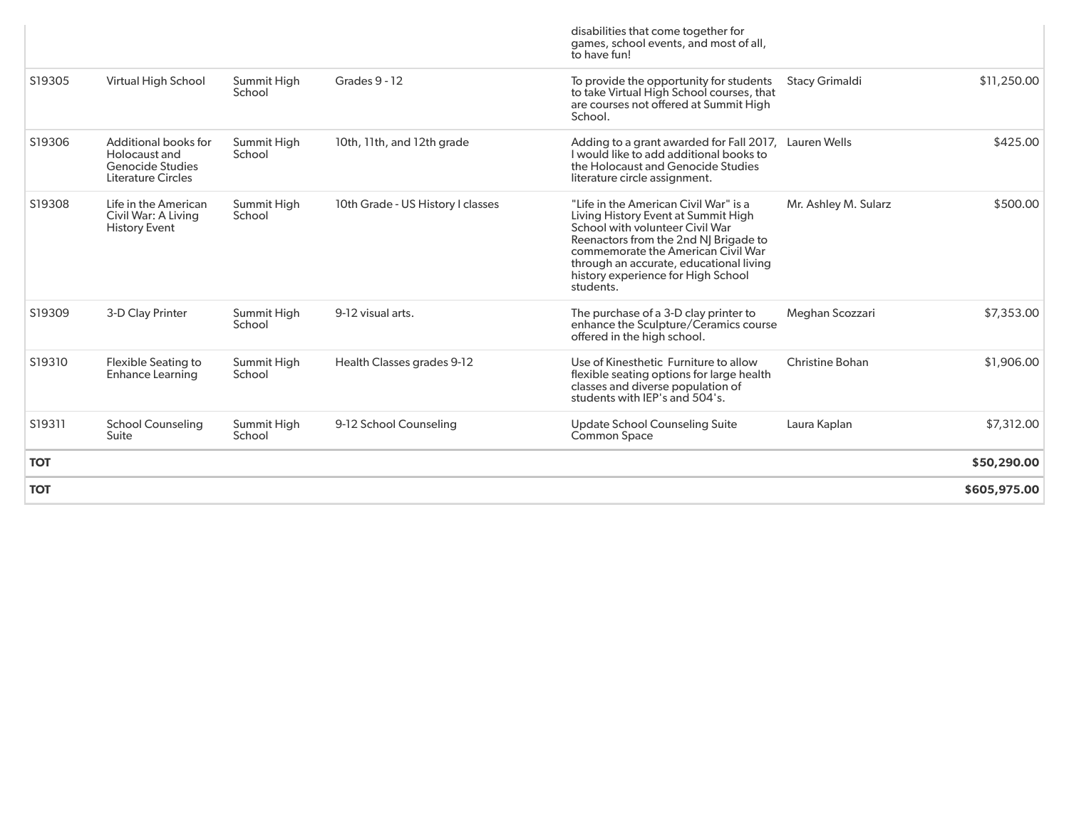| | | | | | | |
|---|---|---|---|---|---|---|
| | | | | disabilities that come together for games, school events, and most of all, to have fun! | | |
| S19305 | Virtual High School | Summit High School | Grades 9 - 12 | To provide the opportunity for students to take Virtual High School courses, that are courses not offered at Summit High School. | Stacy Grimaldi | $11,250.00 |
| S19306 | Additional books for Holocaust and Genocide Studies Literature Circles | Summit High School | 10th, 11th, and 12th grade | Adding to a grant awarded for Fall 2017, I would like to add additional books to the Holocaust and Genocide Studies literature circle assignment. | Lauren Wells | $425.00 |
| S19308 | Life in the American Civil War: A Living History Event | Summit High School | 10th Grade - US History I classes | "Life in the American Civil War" is a Living History Event at Summit High School with volunteer Civil War Reenactors from the 2nd NJ Brigade to commemorate the American Civil War through an accurate, educational living history experience for High School students. | Mr. Ashley M. Sularz | $500.00 |
| S19309 | 3-D Clay Printer | Summit High School | 9-12 visual arts. | The purchase of a 3-D clay printer to enhance the Sculpture/Ceramics course offered in the high school. | Meghan Scozzari | $7,353.00 |
| S19310 | Flexible Seating to Enhance Learning | Summit High School | Health Classes grades 9-12 | Use of Kinesthetic Furniture to allow flexible seating options for large health classes and diverse population of students with IEP's and 504's. | Christine Bohan | $1,906.00 |
| S19311 | School Counseling Suite | Summit High School | 9-12 School Counseling | Update School Counseling Suite Common Space | Laura Kaplan | $7,312.00 |
| **TOT** | | | | | | **$50,290.00** |
| **TOT** | | | | | | **$605,975.00** |